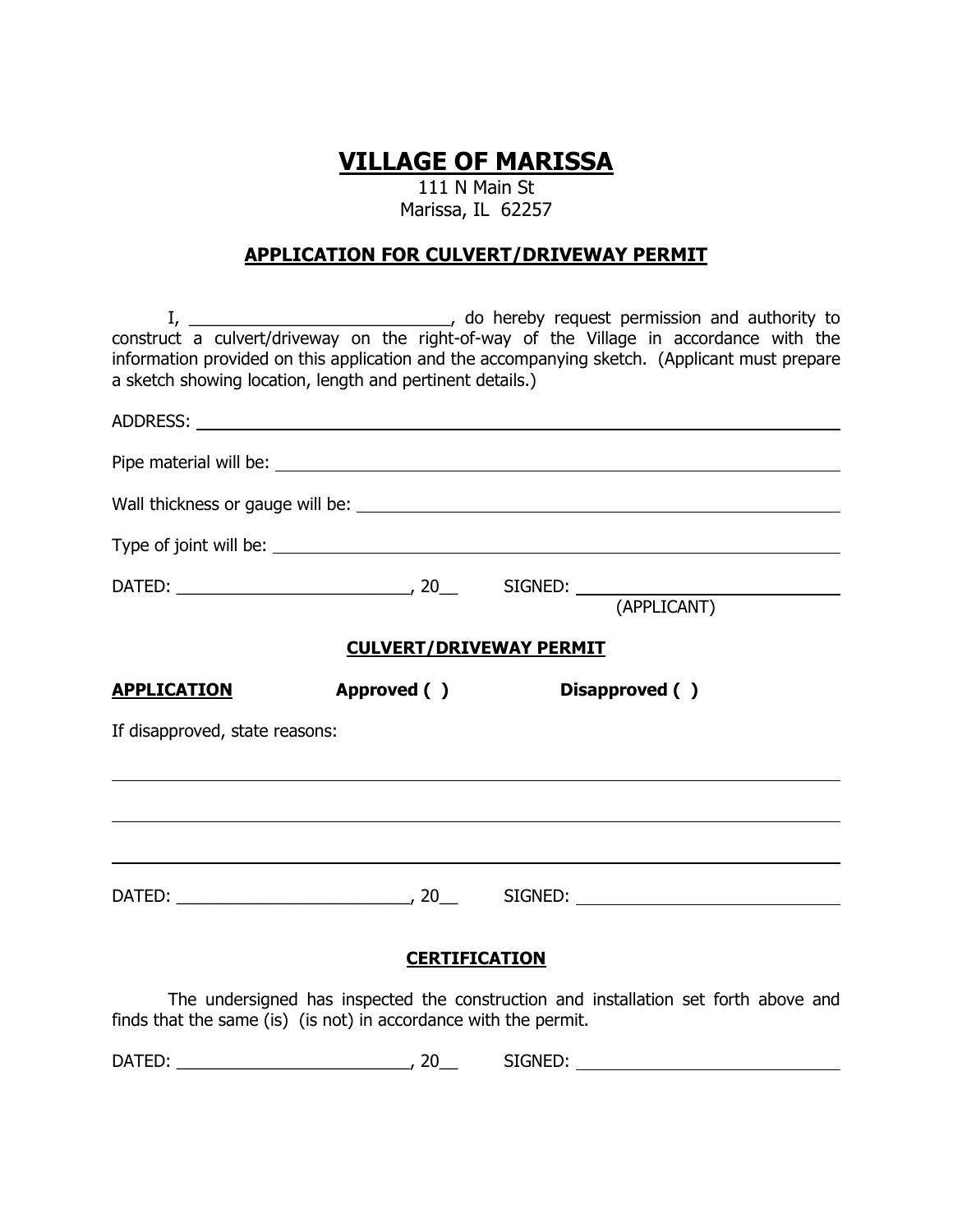# VILLAGE OF MARISSA

111 N Main St
Marissa, IL 62257

## APPLICATION FOR CULVERT/DRIVEWAY PERMIT

I, ____________________________, do hereby request permission and authority to construct a culvert/driveway on the right-of-way of the Village in accordance with the information provided on this application and the accompanying sketch. (Applicant must prepare a sketch showing location, length and pertinent details.)

ADDRESS: ____________________________________________________________

Pipe material will be: ____________________________________________________

Wall thickness or gauge will be: ____________________________________________

Type of joint will be: _____________________________________________________

DATED: __________________________, 20__ SIGNED: ____________________________
(APPLICANT)

## CULVERT/DRIVEWAY PERMIT

**APPLICATION** **Approved ( )** **Disapproved ( )**

If disapproved, state reasons:

_____________________________________________________________________________

_____________________________________________________________________________

_____________________________________________________________________________

DATED: __________________________, 20__ SIGNED: ____________________________

## CERTIFICATION

The undersigned has inspected the construction and installation set forth above and finds that the same (is) (is not) in accordance with the permit.

DATED: __________________________, 20__ SIGNED: ____________________________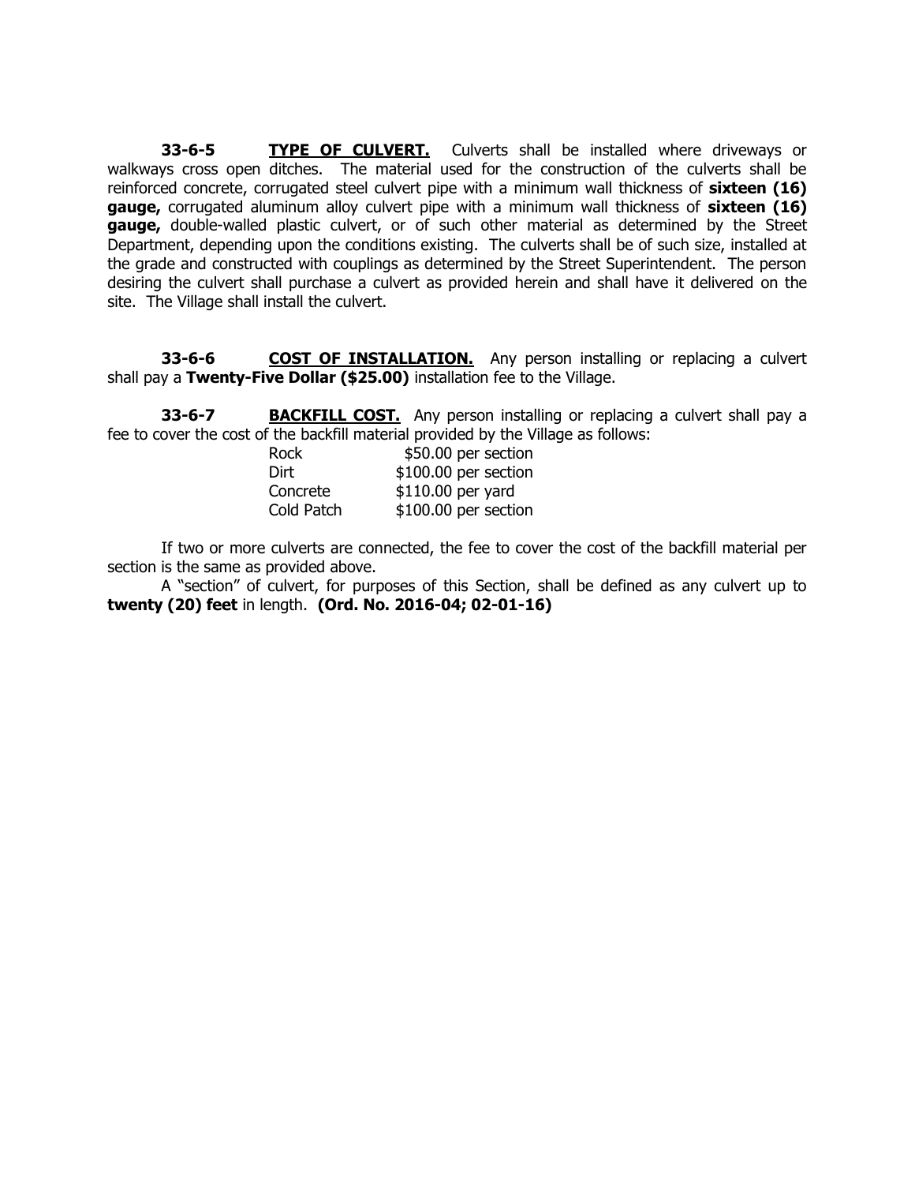**33-6-5** **TYPE OF CULVERT.** Culverts shall be installed where driveways or walkways cross open ditches. The material used for the construction of the culverts shall be reinforced concrete, corrugated steel culvert pipe with a minimum wall thickness of **sixteen (16) gauge,** corrugated aluminum alloy culvert pipe with a minimum wall thickness of **sixteen (16) gauge,** double-walled plastic culvert, or of such other material as determined by the Street Department, depending upon the conditions existing. The culverts shall be of such size, installed at the grade and constructed with couplings as determined by the Street Superintendent. The person desiring the culvert shall purchase a culvert as provided herein and shall have it delivered on the site. The Village shall install the culvert.

**33-6-6** **COST OF INSTALLATION.** Any person installing or replacing a culvert shall pay a **Twenty-Five Dollar ($25.00)** installation fee to the Village.

**33-6-7** **BACKFILL COST.** Any person installing or replacing a culvert shall pay a fee to cover the cost of the backfill material provided by the Village as follows:

| | |
|---|---|
| Rock | $50.00 per section |
| Dirt | $100.00 per section |
| Concrete | $110.00 per yard |
| Cold Patch | $100.00 per section |

If two or more culverts are connected, the fee to cover the cost of the backfill material per section is the same as provided above.

A "section" of culvert, for purposes of this Section, shall be defined as any culvert up to **twenty (20) feet** in length. **(Ord. No. 2016-04; 02-01-16)**